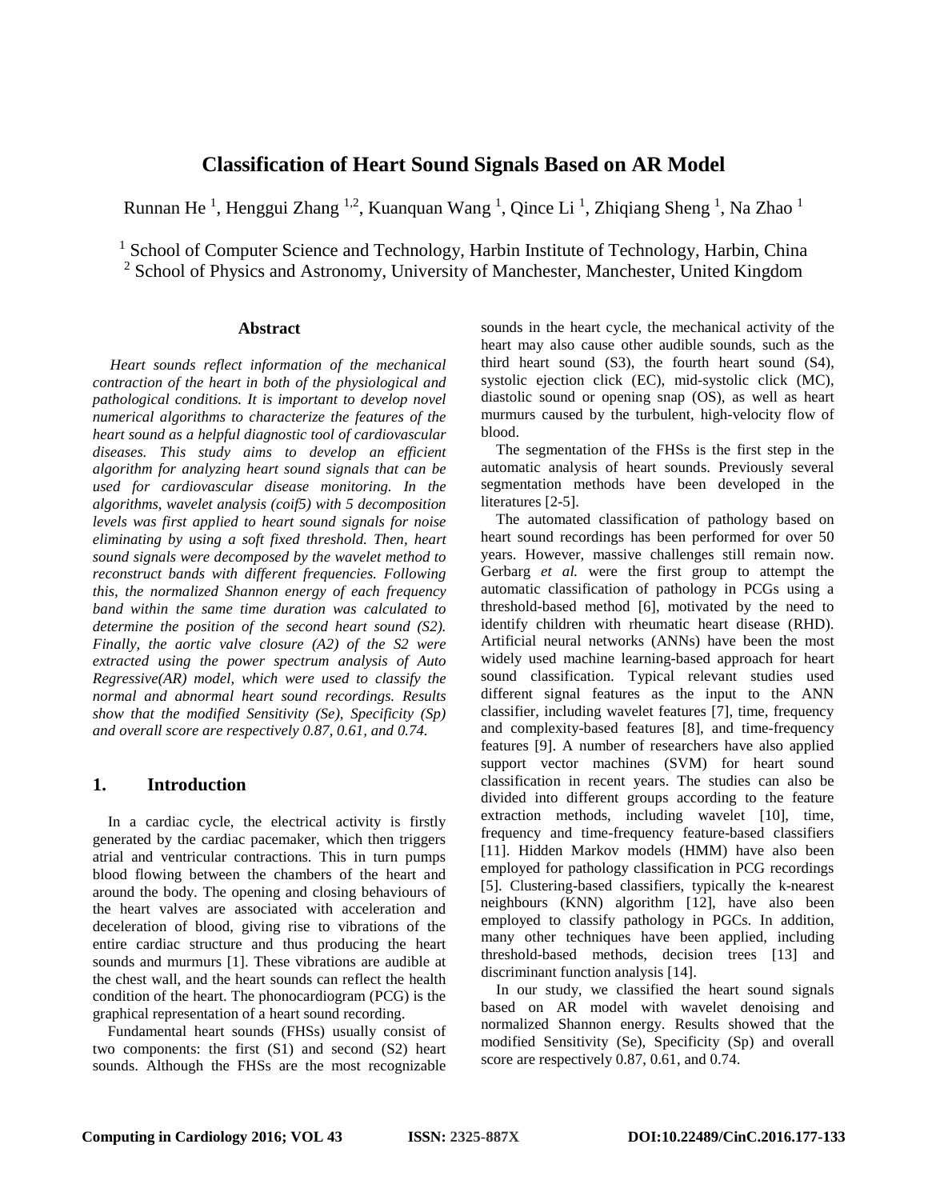# Classification of Heart Sound Signals Based on AR Model

Runnan He [1], Henggui Zhang [1,2], Kuanquan Wang [1], Qince Li [1], Zhiqiang Sheng [1], Na Zhao [1]

[1] School of Computer Science and Technology, Harbin Institute of Technology, Harbin, China
[2] School of Physics and Astronomy, University of Manchester, Manchester, United Kingdom

## Abstract

*Heart sounds reflect information of the mechanical contraction of the heart in both of the physiological and pathological conditions. It is important to develop novel numerical algorithms to characterize the features of the heart sound as a helpful diagnostic tool of cardiovascular diseases. This study aims to develop an efficient algorithm for analyzing heart sound signals that can be used for cardiovascular disease monitoring. In the algorithms, wavelet analysis (coif5) with 5 decomposition levels was first applied to heart sound signals for noise eliminating by using a soft fixed threshold. Then, heart sound signals were decomposed by the wavelet method to reconstruct bands with different frequencies. Following this, the normalized Shannon energy of each frequency band within the same time duration was calculated to determine the position of the second heart sound (S2). Finally, the aortic valve closure (A2) of the S2 were extracted using the power spectrum analysis of Auto Regressive(AR) model, which were used to classify the normal and abnormal heart sound recordings. Results show that the modified Sensitivity (Se), Specificity (Sp) and overall score are respectively 0.87, 0.61, and 0.74.*

## 1. Introduction

In a cardiac cycle, the electrical activity is firstly generated by the cardiac pacemaker, which then triggers atrial and ventricular contractions. This in turn pumps blood flowing between the chambers of the heart and around the body. The opening and closing behaviours of the heart valves are associated with acceleration and deceleration of blood, giving rise to vibrations of the entire cardiac structure and thus producing the heart sounds and murmurs [1]. These vibrations are audible at the chest wall, and the heart sounds can reflect the health condition of the heart. The phonocardiogram (PCG) is the graphical representation of a heart sound recording.

Fundamental heart sounds (FHSs) usually consist of two components: the first (S1) and second (S2) heart sounds. Although the FHSs are the most recognizable sounds in the heart cycle, the mechanical activity of the heart may also cause other audible sounds, such as the third heart sound (S3), the fourth heart sound (S4), systolic ejection click (EC), mid-systolic click (MC), diastolic sound or opening snap (OS), as well as heart murmurs caused by the turbulent, high-velocity flow of blood.

The segmentation of the FHSs is the first step in the automatic analysis of heart sounds. Previously several segmentation methods have been developed in the literatures [2-5].

The automated classification of pathology based on heart sound recordings has been performed for over 50 years. However, massive challenges still remain now. Gerbarg *et al.* were the first group to attempt the automatic classification of pathology in PCGs using a threshold-based method [6], motivated by the need to identify children with rheumatic heart disease (RHD). Artificial neural networks (ANNs) have been the most widely used machine learning-based approach for heart sound classification. Typical relevant studies used different signal features as the input to the ANN classifier, including wavelet features [7], time, frequency and complexity-based features [8], and time-frequency features [9]. A number of researchers have also applied support vector machines (SVM) for heart sound classification in recent years. The studies can also be divided into different groups according to the feature extraction methods, including wavelet [10], time, frequency and time-frequency feature-based classifiers [11]. Hidden Markov models (HMM) have also been employed for pathology classification in PCG recordings [5]. Clustering-based classifiers, typically the k-nearest neighbours (KNN) algorithm [12], have also been employed to classify pathology in PGCs. In addition, many other techniques have been applied, including threshold-based methods, decision trees [13] and discriminant function analysis [14].

In our study, we classified the heart sound signals based on AR model with wavelet denoising and normalized Shannon energy. Results showed that the modified Sensitivity (Se), Specificity (Sp) and overall score are respectively 0.87, 0.61, and 0.74.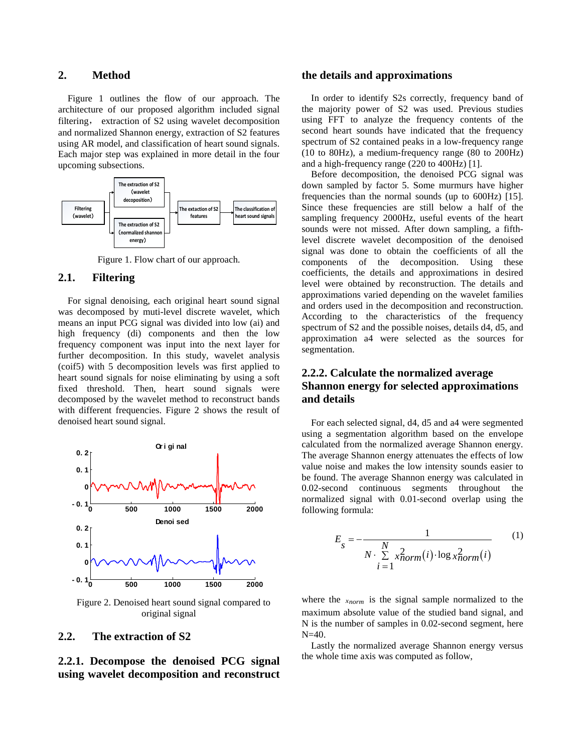## 2. Method

Figure 1 outlines the flow of our approach. The architecture of our proposed algorithm included signal filtering， extraction of S2 using wavelet decomposition and normalized Shannon energy, extraction of S2 features using AR model, and classification of heart sound signals. Each major step was explained in more detail in the four upcoming subsections.

Figure 1. Flow chart of our approach.

## 2.1. Filtering

For signal denoising, each original heart sound signal was decomposed by muti-level discrete wavelet, which means an input PCG signal was divided into low (ai) and high frequency (di) components and then the low frequency component was input into the next layer for further decomposition. In this study, wavelet analysis (coif5) with 5 decomposition levels was first applied to heart sound signals for noise eliminating by using a soft fixed threshold. Then, heart sound signals were decomposed by the wavelet method to reconstruct bands with different frequencies. Figure 2 shows the result of denoised heart sound signal.

Figure 2. Denoised heart sound signal compared to original signal

## 2.2. The extraction of S2

### 2.2.1. Decompose the denoised PCG signal using wavelet decomposition and reconstruct the details and approximations

In order to identify S2s correctly, frequency band of the majority power of S2 was used. Previous studies using FFT to analyze the frequency contents of the second heart sounds have indicated that the frequency spectrum of S2 contained peaks in a low-frequency range (10 to 80Hz), a medium-frequency range (80 to 200Hz) and a high-frequency range (220 to 400Hz) [1].

Before decomposition, the denoised PCG signal was down sampled by factor 5. Some murmurs have higher frequencies than the normal sounds (up to 600Hz) [15]. Since these frequencies are still below a half of the sampling frequency 2000Hz, useful events of the heart sounds were not missed. After down sampling, a fifth-level discrete wavelet decomposition of the denoised signal was done to obtain the coefficients of all the components of the decomposition. Using these coefficients, the details and approximations in desired level were obtained by reconstruction. The details and approximations varied depending on the wavelet families and orders used in the decomposition and reconstruction. According to the characteristics of the frequency spectrum of S2 and the possible noises, details d4, d5, and approximation a4 were selected as the sources for segmentation.

### 2.2.2. Calculate the normalized average Shannon energy for selected approximations and details

For each selected signal, d4, d5 and a4 were segmented using a segmentation algorithm based on the envelope calculated from the normalized average Shannon energy. The average Shannon energy attenuates the effects of low value noise and makes the low intensity sounds easier to be found. The average Shannon energy was calculated in 0.02-second continuous segments throughout the normalized signal with 0.01-second overlap using the following formula:

$$E_s = -\frac{1}{N \cdot \sum_{i=1}^{N} x_{norm}^2(i) \cdot \log x_{norm}^2(i)} \quad (1)$$

where the $x_{norm}$ is the signal sample normalized to the maximum absolute value of the studied band signal, and N is the number of samples in 0.02-second segment, here N=40.

Lastly the normalized average Shannon energy versus the whole time axis was computed as follow,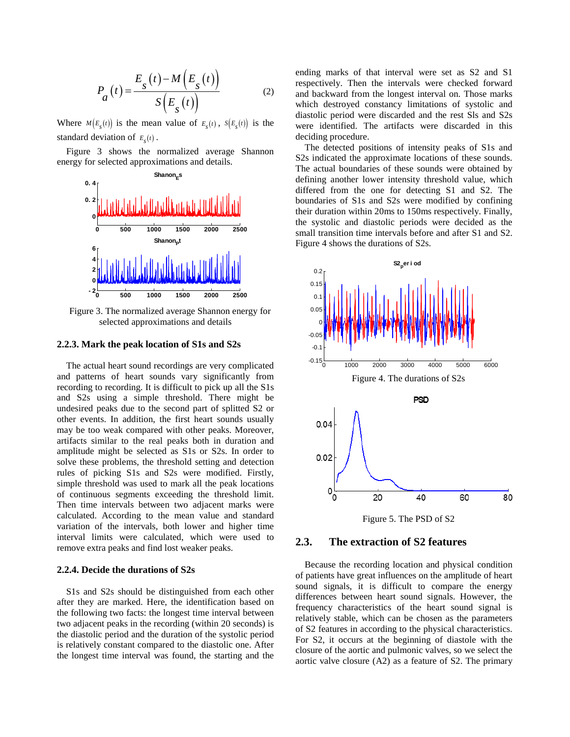$$P_a(t) = \frac{E_s(t) - M\left(E_s(t)\right)}{S\left(E_s(t)\right)} \quad (2)$$

Where $M(E_s(t))$ is the mean value of $E_s(t)$, $S(E_s(t))$ is the standard deviation of $E_s(t)$.

Figure 3 shows the normalized average Shannon energy for selected approximations and details.

Figure 3. The normalized average Shannon energy for selected approximations and details

### 2.2.3. Mark the peak location of S1s and S2s

The actual heart sound recordings are very complicated and patterns of heart sounds vary significantly from recording to recording. It is difficult to pick up all the S1s and S2s using a simple threshold. There might be undesired peaks due to the second part of splitted S2 or other events. In addition, the first heart sounds usually may be too weak compared with other peaks. Moreover, artifacts similar to the real peaks both in duration and amplitude might be selected as S1s or S2s. In order to solve these problems, the threshold setting and detection rules of picking S1s and S2s were modified. Firstly, simple threshold was used to mark all the peak locations of continuous segments exceeding the threshold limit. Then time intervals between two adjacent marks were calculated. According to the mean value and standard variation of the intervals, both lower and higher time interval limits were calculated, which were used to remove extra peaks and find lost weaker peaks.

### 2.2.4. Decide the durations of S2s

S1s and S2s should be distinguished from each other after they are marked. Here, the identification based on the following two facts: the longest time interval between two adjacent peaks in the recording (within 20 seconds) is the diastolic period and the duration of the systolic period is relatively constant compared to the diastolic one. After the longest time interval was found, the starting and the ending marks of that interval were set as S2 and S1 respectively. Then the intervals were checked forward and backward from the longest interval on. Those marks which destroyed constancy limitations of systolic and diastolic period were discarded and the rest Sls and S2s were identified. The artifacts were discarded in this deciding procedure.

The detected positions of intensity peaks of S1s and S2s indicated the approximate locations of these sounds. The actual boundaries of these sounds were obtained by defining another lower intensity threshold value, which differed from the one for detecting S1 and S2. The boundaries of S1s and S2s were modified by confining their duration within 20ms to 150ms respectively. Finally, the systolic and diastolic periods were decided as the small transition time intervals before and after S1 and S2. Figure 4 shows the durations of S2s.

Figure 4. The durations of S2s

Figure 5. The PSD of S2

## 2.3. The extraction of S2 features

Because the recording location and physical condition of patients have great influences on the amplitude of heart sound signals, it is difficult to compare the energy differences between heart sound signals. However, the frequency characteristics of the heart sound signal is relatively stable, which can be chosen as the parameters of S2 features in according to the physical characteristics. For S2, it occurs at the beginning of diastole with the closure of the aortic and pulmonic valves, so we select the aortic valve closure (A2) as a feature of S2. The primary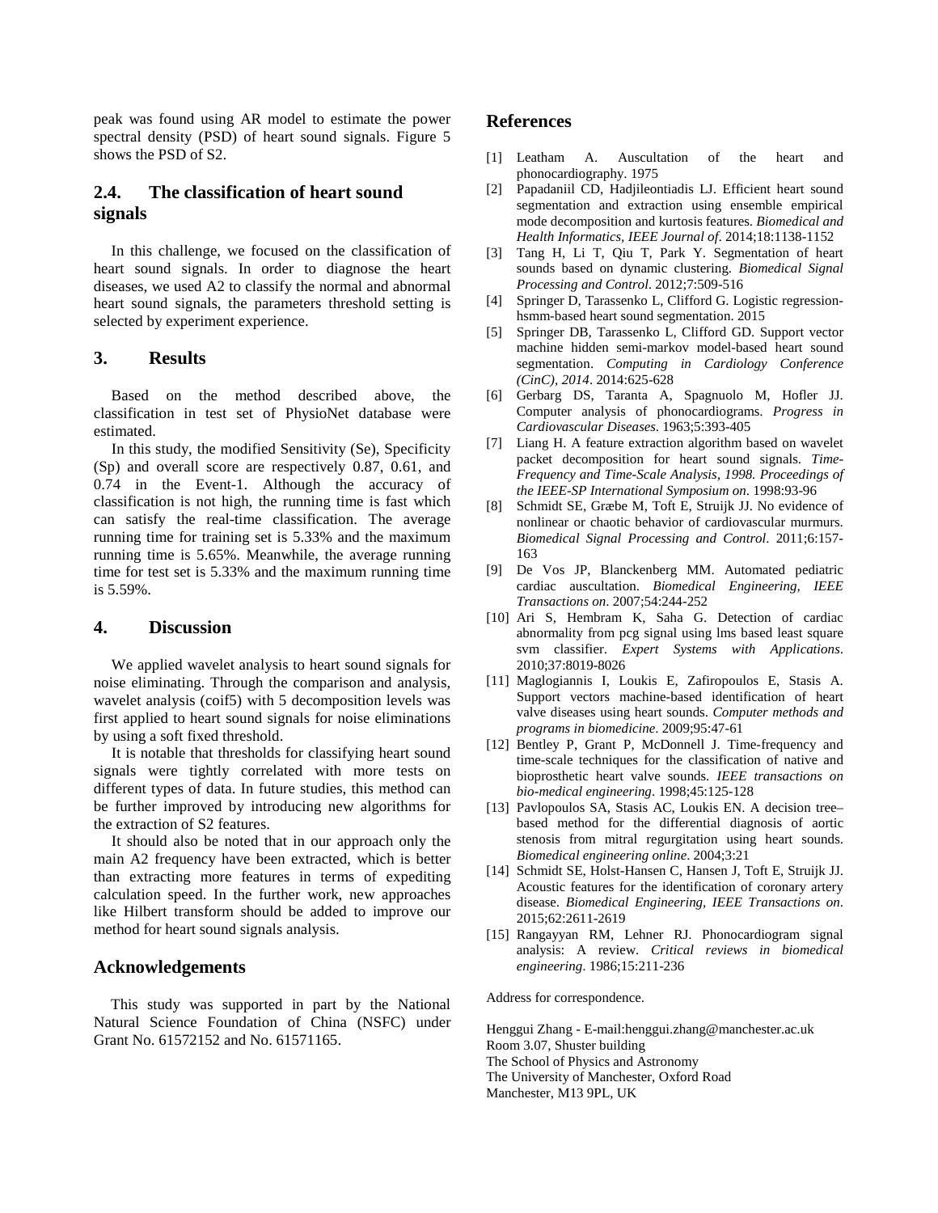peak was found using AR model to estimate the power spectral density (PSD) of heart sound signals. Figure 5 shows the PSD of S2.

## 2.4. The classification of heart sound signals

In this challenge, we focused on the classification of heart sound signals. In order to diagnose the heart diseases, we used A2 to classify the normal and abnormal heart sound signals, the parameters threshold setting is selected by experiment experience.

## 3. Results

Based on the method described above, the classification in test set of PhysioNet database were estimated.

In this study, the modified Sensitivity (Se), Specificity (Sp) and overall score are respectively 0.87, 0.61, and 0.74 in the Event-1. Although the accuracy of classification is not high, the running time is fast which can satisfy the real-time classification. The average running time for training set is 5.33% and the maximum running time is 5.65%. Meanwhile, the average running time for test set is 5.33% and the maximum running time is 5.59%.

## 4. Discussion

We applied wavelet analysis to heart sound signals for noise eliminating. Through the comparison and analysis, wavelet analysis (coif5) with 5 decomposition levels was first applied to heart sound signals for noise eliminations by using a soft fixed threshold.

It is notable that thresholds for classifying heart sound signals were tightly correlated with more tests on different types of data. In future studies, this method can be further improved by introducing new algorithms for the extraction of S2 features.

It should also be noted that in our approach only the main A2 frequency have been extracted, which is better than extracting more features in terms of expediting calculation speed. In the further work, new approaches like Hilbert transform should be added to improve our method for heart sound signals analysis.

## Acknowledgements

This study was supported in part by the National Natural Science Foundation of China (NSFC) under Grant No. 61572152 and No. 61571165.

## References

[1] Leatham A. Auscultation of the heart and phonocardiography. 1975

[2] Papadaniil CD, Hadjileontiadis LJ. Efficient heart sound segmentation and extraction using ensemble empirical mode decomposition and kurtosis features. *Biomedical and Health Informatics, IEEE Journal of*. 2014;18:1138-1152

[3] Tang H, Li T, Qiu T, Park Y. Segmentation of heart sounds based on dynamic clustering. *Biomedical Signal Processing and Control*. 2012;7:509-516

[4] Springer D, Tarassenko L, Clifford G. Logistic regression-hsmm-based heart sound segmentation. 2015

[5] Springer DB, Tarassenko L, Clifford GD. Support vector machine hidden semi-markov model-based heart sound segmentation. *Computing in Cardiology Conference (CinC), 2014*. 2014:625-628

[6] Gerbarg DS, Taranta A, Spagnuolo M, Hofler JJ. Computer analysis of phonocardiograms. *Progress in Cardiovascular Diseases*. 1963;5:393-405

[7] Liang H. A feature extraction algorithm based on wavelet packet decomposition for heart sound signals. *Time-Frequency and Time-Scale Analysis, 1998. Proceedings of the IEEE-SP International Symposium on*. 1998:93-96

[8] Schmidt SE, Græbe M, Toft E, Struijk JJ. No evidence of nonlinear or chaotic behavior of cardiovascular murmurs. *Biomedical Signal Processing and Control*. 2011;6:157-163

[9] De Vos JP, Blanckenberg MM. Automated pediatric cardiac auscultation. *Biomedical Engineering, IEEE Transactions on*. 2007;54:244-252

[10] Ari S, Hembram K, Saha G. Detection of cardiac abnormality from pcg signal using lms based least square svm classifier. *Expert Systems with Applications*. 2010;37:8019-8026

[11] Maglogiannis I, Loukis E, Zafiropoulos E, Stasis A. Support vectors machine-based identification of heart valve diseases using heart sounds. *Computer methods and programs in biomedicine*. 2009;95:47-61

[12] Bentley P, Grant P, McDonnell J. Time-frequency and time-scale techniques for the classification of native and bioprosthetic heart valve sounds. *IEEE transactions on bio-medical engineering*. 1998;45:125-128

[13] Pavlopoulos SA, Stasis AC, Loukis EN. A decision tree–based method for the differential diagnosis of aortic stenosis from mitral regurgitation using heart sounds. *Biomedical engineering online*. 2004;3:21

[14] Schmidt SE, Holst-Hansen C, Hansen J, Toft E, Struijk JJ. Acoustic features for the identification of coronary artery disease. *Biomedical Engineering, IEEE Transactions on*. 2015;62:2611-2619

[15] Rangayyan RM, Lehner RJ. Phonocardiogram signal analysis: A review. *Critical reviews in biomedical engineering*. 1986;15:211-236

Address for correspondence.

Henggui Zhang - E-mail:henggui.zhang@manchester.ac.uk
Room 3.07, Shuster building
The School of Physics and Astronomy
The University of Manchester, Oxford Road
Manchester, M13 9PL, UK